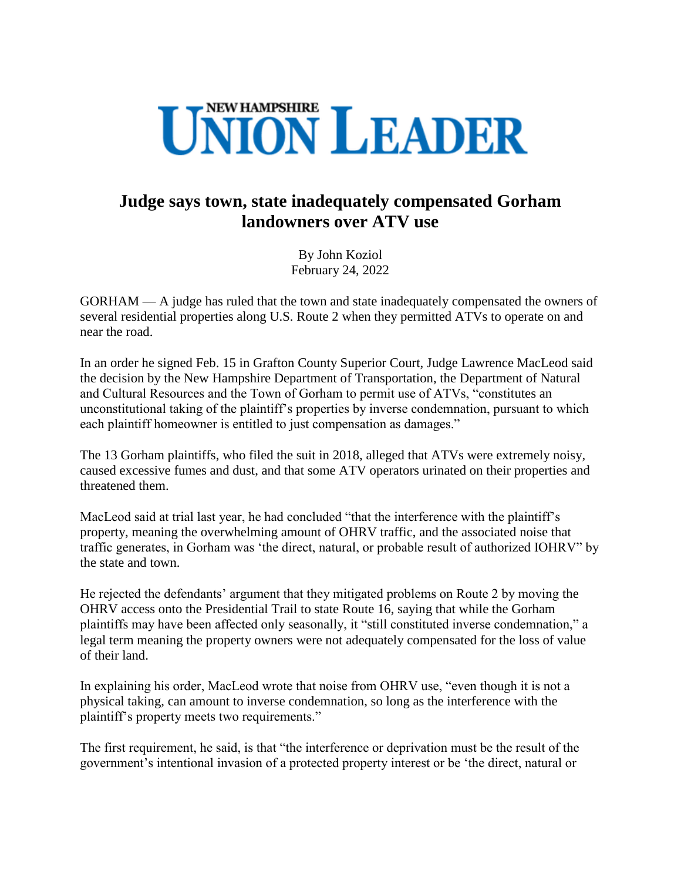# NEW HAMPSHIRE UNION LEADER

## Judge says town, state inadequately compensated Gorham landowners over ATV use

By John Koziol
February 24, 2022

GORHAM — A judge has ruled that the town and state inadequately compensated the owners of several residential properties along U.S. Route 2 when they permitted ATVs to operate on and near the road.

In an order he signed Feb. 15 in Grafton County Superior Court, Judge Lawrence MacLeod said the decision by the New Hampshire Department of Transportation, the Department of Natural and Cultural Resources and the Town of Gorham to permit use of ATVs, "constitutes an unconstitutional taking of the plaintiff's properties by inverse condemnation, pursuant to which each plaintiff homeowner is entitled to just compensation as damages."

The 13 Gorham plaintiffs, who filed the suit in 2018, alleged that ATVs were extremely noisy, caused excessive fumes and dust, and that some ATV operators urinated on their properties and threatened them.

MacLeod said at trial last year, he had concluded "that the interference with the plaintiff's property, meaning the overwhelming amount of OHRV traffic, and the associated noise that traffic generates, in Gorham was 'the direct, natural, or probable result of authorized IOHRV" by the state and town.

He rejected the defendants' argument that they mitigated problems on Route 2 by moving the OHRV access onto the Presidential Trail to state Route 16, saying that while the Gorham plaintiffs may have been affected only seasonally, it "still constituted inverse condemnation," a legal term meaning the property owners were not adequately compensated for the loss of value of their land.

In explaining his order, MacLeod wrote that noise from OHRV use, "even though it is not a physical taking, can amount to inverse condemnation, so long as the interference with the plaintiff's property meets two requirements."

The first requirement, he said, is that "the interference or deprivation must be the result of the government's intentional invasion of a protected property interest or be 'the direct, natural or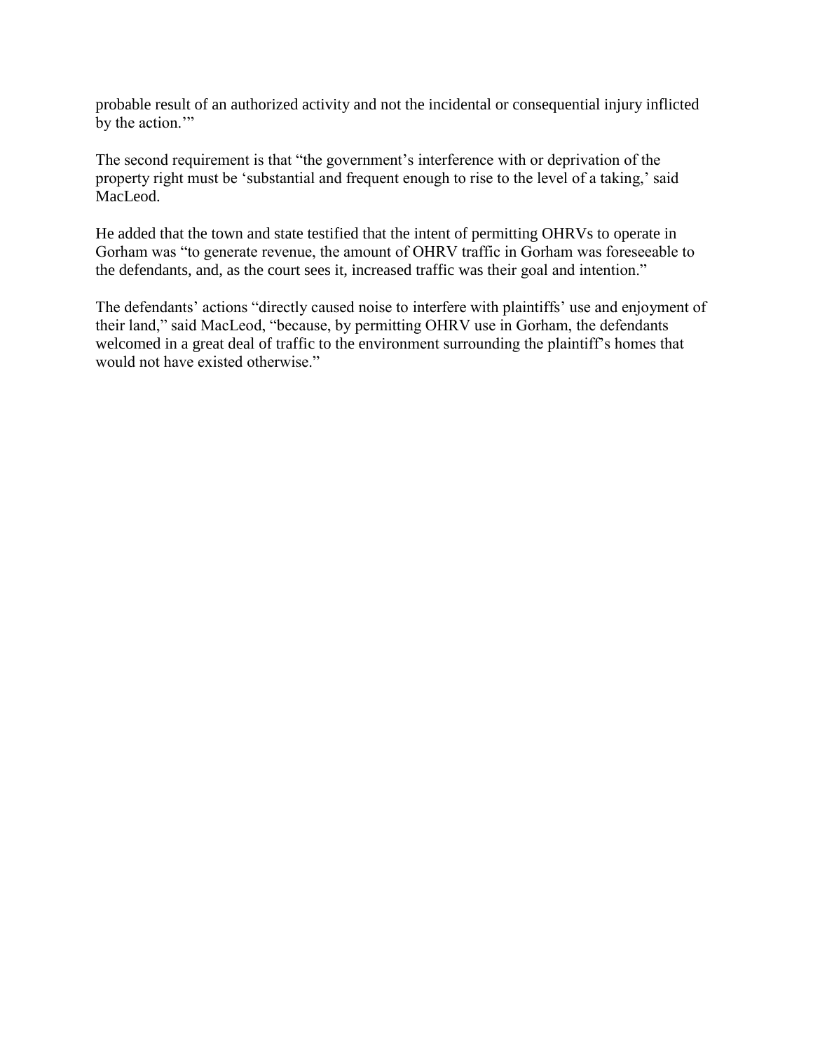probable result of an authorized activity and not the incidental or consequential injury inflicted by the action.'"

The second requirement is that "the government's interference with or deprivation of the property right must be 'substantial and frequent enough to rise to the level of a taking,' said MacLeod.

He added that the town and state testified that the intent of permitting OHRVs to operate in Gorham was "to generate revenue, the amount of OHRV traffic in Gorham was foreseeable to the defendants, and, as the court sees it, increased traffic was their goal and intention."

The defendants' actions "directly caused noise to interfere with plaintiffs' use and enjoyment of their land," said MacLeod, "because, by permitting OHRV use in Gorham, the defendants welcomed in a great deal of traffic to the environment surrounding the plaintiff's homes that would not have existed otherwise."